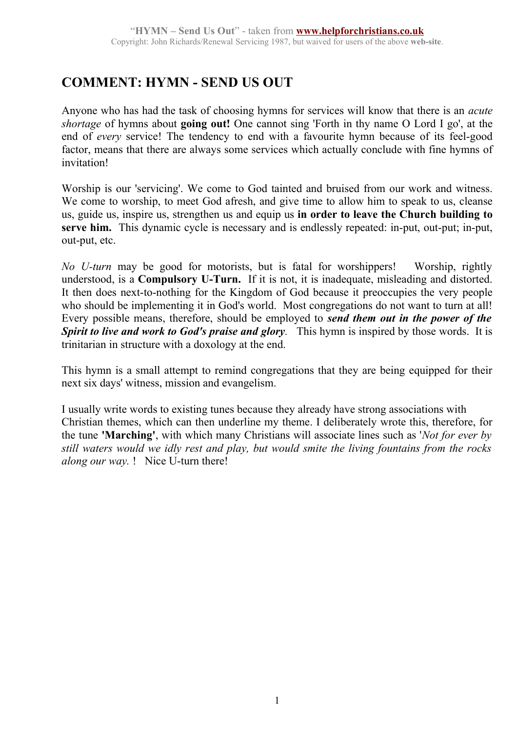# COMMENT: HYMN - SEND US OUT

Anyone who has had the task of choosing hymns for services will know that there is an *acute shortage* of hymns about **going out!** One cannot sing 'Forth in thy name O Lord I go', at the end of *every* service! The tendency to end with a favourite hymn because of its feel-good factor, means that there are always some services which actually conclude with fine hymns of invitation!

Worship is our 'servicing'. We come to God tainted and bruised from our work and witness. We come to worship, to meet God afresh, and give time to allow him to speak to us, cleanse us, guide us, inspire us, strengthen us and equip us **in order to leave the Church building to serve him.** This dynamic cycle is necessary and is endlessly repeated: in-put, out-put; in-put, out-put, etc.

*No U-turn* may be good for motorists, but is fatal for worshippers! Worship, rightly understood, is a **Compulsory U-Turn.** If it is not, it is inadequate, misleading and distorted. It then does next-to-nothing for the Kingdom of God because it preoccupies the very people who should be implementing it in God's world. Most congregations do not want to turn at all! Every possible means, therefore, should be employed to ***send them out in the power of the Spirit to live and work to God's praise and glory***. This hymn is inspired by those words. It is trinitarian in structure with a doxology at the end.

This hymn is a small attempt to remind congregations that they are being equipped for their next six days' witness, mission and evangelism.

I usually write words to existing tunes because they already have strong associations with Christian themes, which can then underline my theme. I deliberately wrote this, therefore, for the tune **'Marching'**, with which many Christians will associate lines such as '*Not for ever by still waters would we idly rest and play, but would smite the living fountains from the rocks along our way.* ! Nice U-turn there!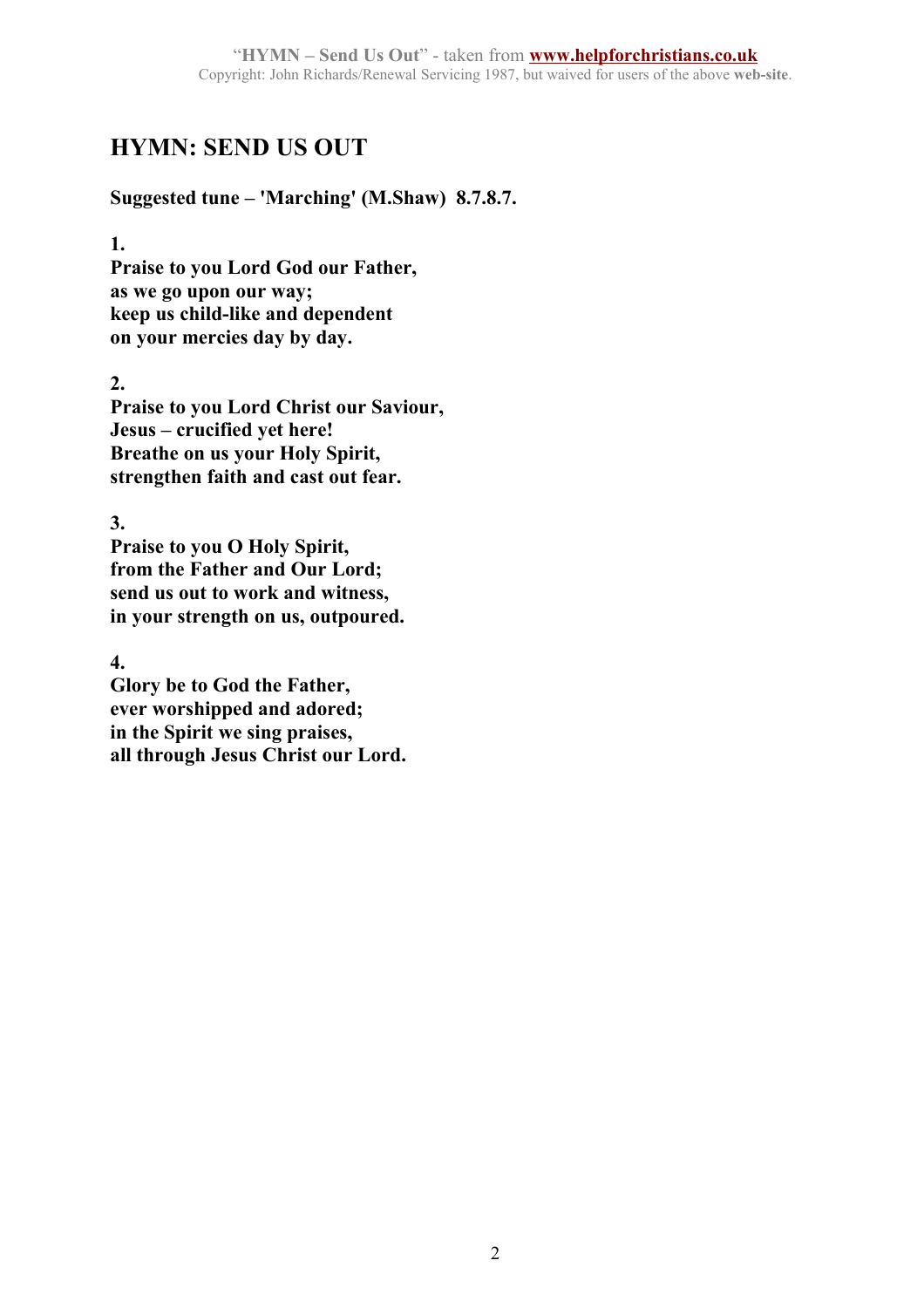# HYMN: SEND US OUT

**Suggested tune – 'Marching' (M.Shaw) 8.7.8.7.**

**1.**
**Praise to you Lord God our Father,**
**as we go upon our way;**
**keep us child-like and dependent**
**on your mercies day by day.**

**2.**
**Praise to you Lord Christ our Saviour,**
**Jesus – crucified yet here!**
**Breathe on us your Holy Spirit,**
**strengthen faith and cast out fear.**

**3.**
**Praise to you O Holy Spirit,**
**from the Father and Our Lord;**
**send us out to work and witness,**
**in your strength on us, outpoured.**

**4.**
**Glory be to God the Father,**
**ever worshipped and adored;**
**in the Spirit we sing praises,**
**all through Jesus Christ our Lord.**